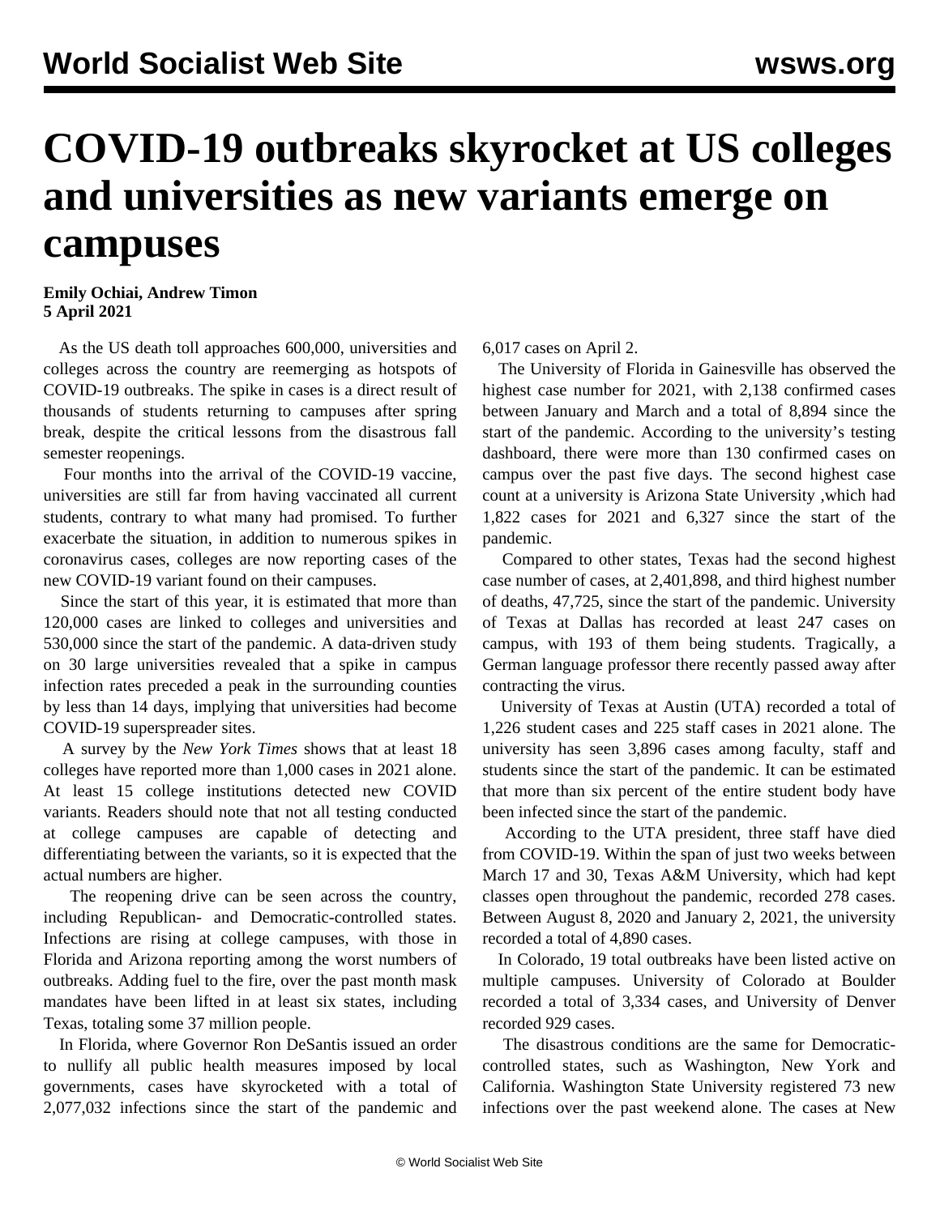# COVID-19 outbreaks skyrocket at US colleges and universities as new variants emerge on campuses

**Emily Ochiai, Andrew Timon**
**5 April 2021**

As the US death toll approaches 600,000, universities and colleges across the country are reemerging as hotspots of COVID-19 outbreaks. The spike in cases is a direct result of thousands of students returning to campuses after spring break, despite the critical lessons from the disastrous fall semester reopenings.

Four months into the arrival of the COVID-19 vaccine, universities are still far from having vaccinated all current students, contrary to what many had promised. To further exacerbate the situation, in addition to numerous spikes in coronavirus cases, colleges are now reporting cases of the new COVID-19 variant found on their campuses.

Since the start of this year, it is estimated that more than 120,000 cases are linked to colleges and universities and 530,000 since the start of the pandemic. A data-driven study on 30 large universities revealed that a spike in campus infection rates preceded a peak in the surrounding counties by less than 14 days, implying that universities had become COVID-19 superspreader sites.

A survey by the *New York Times* shows that at least 18 colleges have reported more than 1,000 cases in 2021 alone. At least 15 college institutions detected new COVID variants. Readers should note that not all testing conducted at college campuses are capable of detecting and differentiating between the variants, so it is expected that the actual numbers are higher.

The reopening drive can be seen across the country, including Republican- and Democratic-controlled states. Infections are rising at college campuses, with those in Florida and Arizona reporting among the worst numbers of outbreaks. Adding fuel to the fire, over the past month mask mandates have been lifted in at least six states, including Texas, totaling some 37 million people.

In Florida, where Governor Ron DeSantis issued an order to nullify all public health measures imposed by local governments, cases have skyrocketed with a total of 2,077,032 infections since the start of the pandemic and 6,017 cases on April 2.

The University of Florida in Gainesville has observed the highest case number for 2021, with 2,138 confirmed cases between January and March and a total of 8,894 since the start of the pandemic. According to the university's testing dashboard, there were more than 130 confirmed cases on campus over the past five days. The second highest case count at a university is Arizona State University ,which had 1,822 cases for 2021 and 6,327 since the start of the pandemic.

Compared to other states, Texas had the second highest case number of cases, at 2,401,898, and third highest number of deaths, 47,725, since the start of the pandemic. University of Texas at Dallas has recorded at least 247 cases on campus, with 193 of them being students. Tragically, a German language professor there recently passed away after contracting the virus.

University of Texas at Austin (UTA) recorded a total of 1,226 student cases and 225 staff cases in 2021 alone. The university has seen 3,896 cases among faculty, staff and students since the start of the pandemic. It can be estimated that more than six percent of the entire student body have been infected since the start of the pandemic.

According to the UTA president, three staff have died from COVID-19. Within the span of just two weeks between March 17 and 30, Texas A&M University, which had kept classes open throughout the pandemic, recorded 278 cases. Between August 8, 2020 and January 2, 2021, the university recorded a total of 4,890 cases.

In Colorado, 19 total outbreaks have been listed active on multiple campuses. University of Colorado at Boulder recorded a total of 3,334 cases, and University of Denver recorded 929 cases.

The disastrous conditions are the same for Democratic-controlled states, such as Washington, New York and California. Washington State University registered 73 new infections over the past weekend alone. The cases at New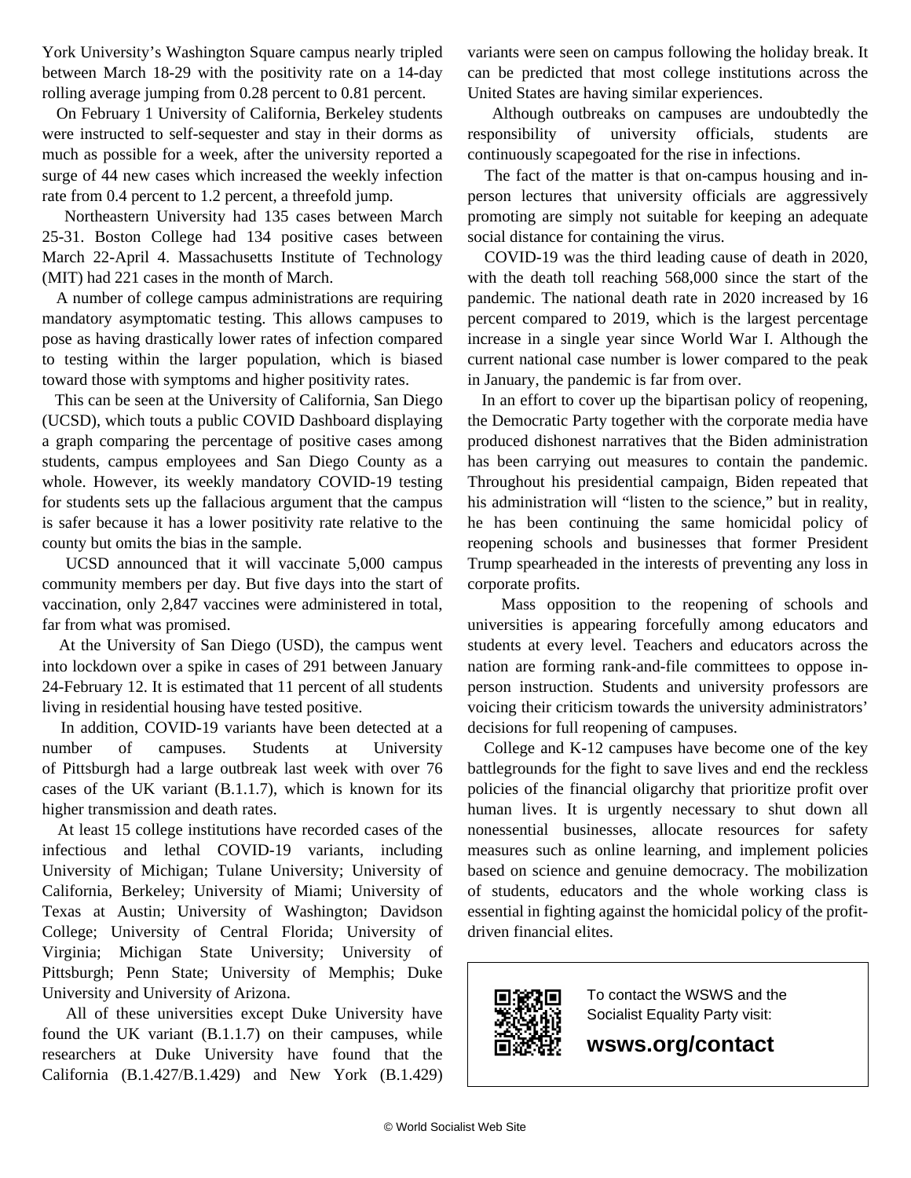York University's Washington Square campus nearly tripled between March 18-29 with the positivity rate on a 14-day rolling average jumping from 0.28 percent to 0.81 percent.

On February 1 University of California, Berkeley students were instructed to self-sequester and stay in their dorms as much as possible for a week, after the university reported a surge of 44 new cases which increased the weekly infection rate from 0.4 percent to 1.2 percent, a threefold jump.

Northeastern University had 135 cases between March 25-31. Boston College had 134 positive cases between March 22-April 4. Massachusetts Institute of Technology (MIT) had 221 cases in the month of March.

A number of college campus administrations are requiring mandatory asymptomatic testing. This allows campuses to pose as having drastically lower rates of infection compared to testing within the larger population, which is biased toward those with symptoms and higher positivity rates.

This can be seen at the University of California, San Diego (UCSD), which touts a public COVID Dashboard displaying a graph comparing the percentage of positive cases among students, campus employees and San Diego County as a whole. However, its weekly mandatory COVID-19 testing for students sets up the fallacious argument that the campus is safer because it has a lower positivity rate relative to the county but omits the bias in the sample.

UCSD announced that it will vaccinate 5,000 campus community members per day. But five days into the start of vaccination, only 2,847 vaccines were administered in total, far from what was promised.

At the University of San Diego (USD), the campus went into lockdown over a spike in cases of 291 between January 24-February 12. It is estimated that 11 percent of all students living in residential housing have tested positive.

In addition, COVID-19 variants have been detected at a number of campuses. Students at University of Pittsburgh had a large outbreak last week with over 76 cases of the UK variant (B.1.1.7), which is known for its higher transmission and death rates.

At least 15 college institutions have recorded cases of the infectious and lethal COVID-19 variants, including University of Michigan; Tulane University; University of California, Berkeley; University of Miami; University of Texas at Austin; University of Washington; Davidson College; University of Central Florida; University of Virginia; Michigan State University; University of Pittsburgh; Penn State; University of Memphis; Duke University and University of Arizona.

All of these universities except Duke University have found the UK variant (B.1.1.7) on their campuses, while researchers at Duke University have found that the California (B.1.427/B.1.429) and New York (B.1.429) variants were seen on campus following the holiday break. It can be predicted that most college institutions across the United States are having similar experiences.

Although outbreaks on campuses are undoubtedly the responsibility of university officials, students are continuously scapegoated for the rise in infections.

The fact of the matter is that on-campus housing and in-person lectures that university officials are aggressively promoting are simply not suitable for keeping an adequate social distance for containing the virus.

COVID-19 was the third leading cause of death in 2020, with the death toll reaching 568,000 since the start of the pandemic. The national death rate in 2020 increased by 16 percent compared to 2019, which is the largest percentage increase in a single year since World War I. Although the current national case number is lower compared to the peak in January, the pandemic is far from over.

In an effort to cover up the bipartisan policy of reopening, the Democratic Party together with the corporate media have produced dishonest narratives that the Biden administration has been carrying out measures to contain the pandemic. Throughout his presidential campaign, Biden repeated that his administration will "listen to the science," but in reality, he has been continuing the same homicidal policy of reopening schools and businesses that former President Trump spearheaded in the interests of preventing any loss in corporate profits.

Mass opposition to the reopening of schools and universities is appearing forcefully among educators and students at every level. Teachers and educators across the nation are forming rank-and-file committees to oppose in-person instruction. Students and university professors are voicing their criticism towards the university administrators' decisions for full reopening of campuses.

College and K-12 campuses have become one of the key battlegrounds for the fight to save lives and end the reckless policies of the financial oligarchy that prioritize profit over human lives. It is urgently necessary to shut down all nonessential businesses, allocate resources for safety measures such as online learning, and implement policies based on science and genuine democracy. The mobilization of students, educators and the whole working class is essential in fighting against the homicidal policy of the profit-driven financial elites.

To contact the WSWS and the Socialist Equality Party visit:

**wsws.org/contact**